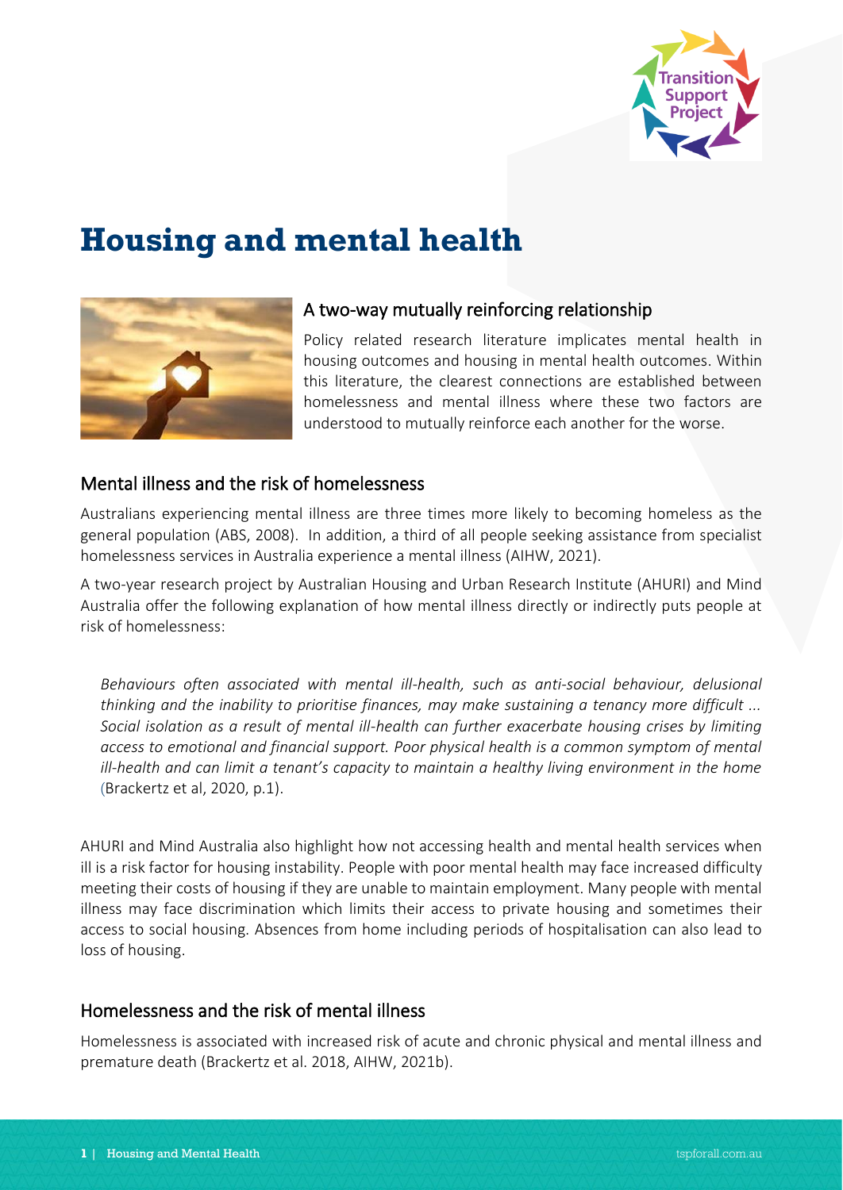# Housing and mental health

## A two-way mutually reinforcing relationship

Policy related research literature implicates mental health in housing outcomes and housing in mental health outcomes. Within this literature, the clearest connections are established between homelessness and mental illness where these two factors are understood to mutually reinforce each another for the worse.

## Mental illness and the risk of homelessness

Australians experiencing mental illness are three times more likely to becoming homeless as the general population (ABS, 2008). In addition, a third of all people seeking assistance from specialist homelessness services in Australia experience a mental illness (AIHW, 2021).

A two-year research project by Australian Housing and Urban Research Institute (AHURI) and Mind Australia offer the following explanation of how mental illness directly or indirectly puts people at risk of homelessness:

> *Behaviours often associated with mental ill-health, such as anti-social behaviour, delusional thinking and the inability to prioritise finances, may make sustaining a tenancy more difficult ... Social isolation as a result of mental ill-health can further exacerbate housing crises by limiting access to emotional and financial support. Poor physical health is a common symptom of mental ill-health and can limit a tenant's capacity to maintain a healthy living environment in the home* (Brackertz et al, 2020, p.1).

AHURI and Mind Australia also highlight how not accessing health and mental health services when ill is a risk factor for housing instability. People with poor mental health may face increased difficulty meeting their costs of housing if they are unable to maintain employment. Many people with mental illness may face discrimination which limits their access to private housing and sometimes their access to social housing. Absences from home including periods of hospitalisation can also lead to loss of housing.

## Homelessness and the risk of mental illness

Homelessness is associated with increased risk of acute and chronic physical and mental illness and premature death (Brackertz et al. 2018, AIHW, 2021b).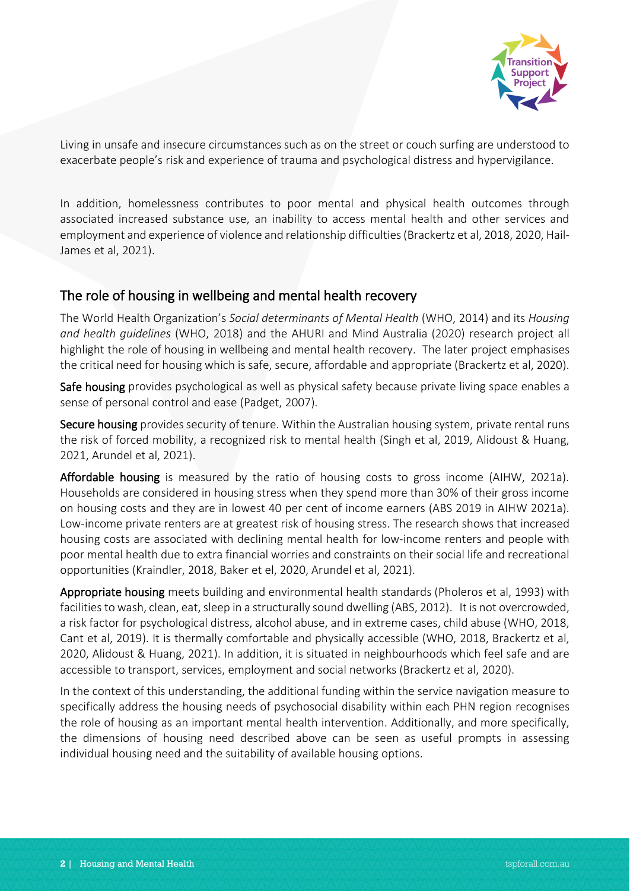Living in unsafe and insecure circumstances such as on the street or couch surfing are understood to exacerbate people's risk and experience of trauma and psychological distress and hypervigilance.

In addition, homelessness contributes to poor mental and physical health outcomes through associated increased substance use, an inability to access mental health and other services and employment and experience of violence and relationship difficulties (Brackertz et al, 2018, 2020, Hail-James et al, 2021).

## The role of housing in wellbeing and mental health recovery

The World Health Organization's *Social determinants of Mental Health* (WHO, 2014) and its *Housing and health guidelines* (WHO, 2018) and the AHURI and Mind Australia (2020) research project all highlight the role of housing in wellbeing and mental health recovery. The later project emphasises the critical need for housing which is safe, secure, affordable and appropriate (Brackertz et al, 2020).

**Safe housing** provides psychological as well as physical safety because private living space enables a sense of personal control and ease (Padget, 2007).

**Secure housing** provides security of tenure. Within the Australian housing system, private rental runs the risk of forced mobility, a recognized risk to mental health (Singh et al, 2019, Alidoust & Huang, 2021, Arundel et al, 2021).

**Affordable housing** is measured by the ratio of housing costs to gross income (AIHW, 2021a). Households are considered in housing stress when they spend more than 30% of their gross income on housing costs and they are in lowest 40 per cent of income earners (ABS 2019 in AIHW 2021a). Low-income private renters are at greatest risk of housing stress. The research shows that increased housing costs are associated with declining mental health for low-income renters and people with poor mental health due to extra financial worries and constraints on their social life and recreational opportunities (Kraindler, 2018, Baker et el, 2020, Arundel et al, 2021).

**Appropriate housing** meets building and environmental health standards (Pholeros et al, 1993) with facilities to wash, clean, eat, sleep in a structurally sound dwelling (ABS, 2012). It is not overcrowded, a risk factor for psychological distress, alcohol abuse, and in extreme cases, child abuse (WHO, 2018, Cant et al, 2019). It is thermally comfortable and physically accessible (WHO, 2018, Brackertz et al, 2020, Alidoust & Huang, 2021). In addition, it is situated in neighbourhoods which feel safe and are accessible to transport, services, employment and social networks (Brackertz et al, 2020).

In the context of this understanding, the additional funding within the service navigation measure to specifically address the housing needs of psychosocial disability within each PHN region recognises the role of housing as an important mental health intervention. Additionally, and more specifically, the dimensions of housing need described above can be seen as useful prompts in assessing individual housing need and the suitability of available housing options.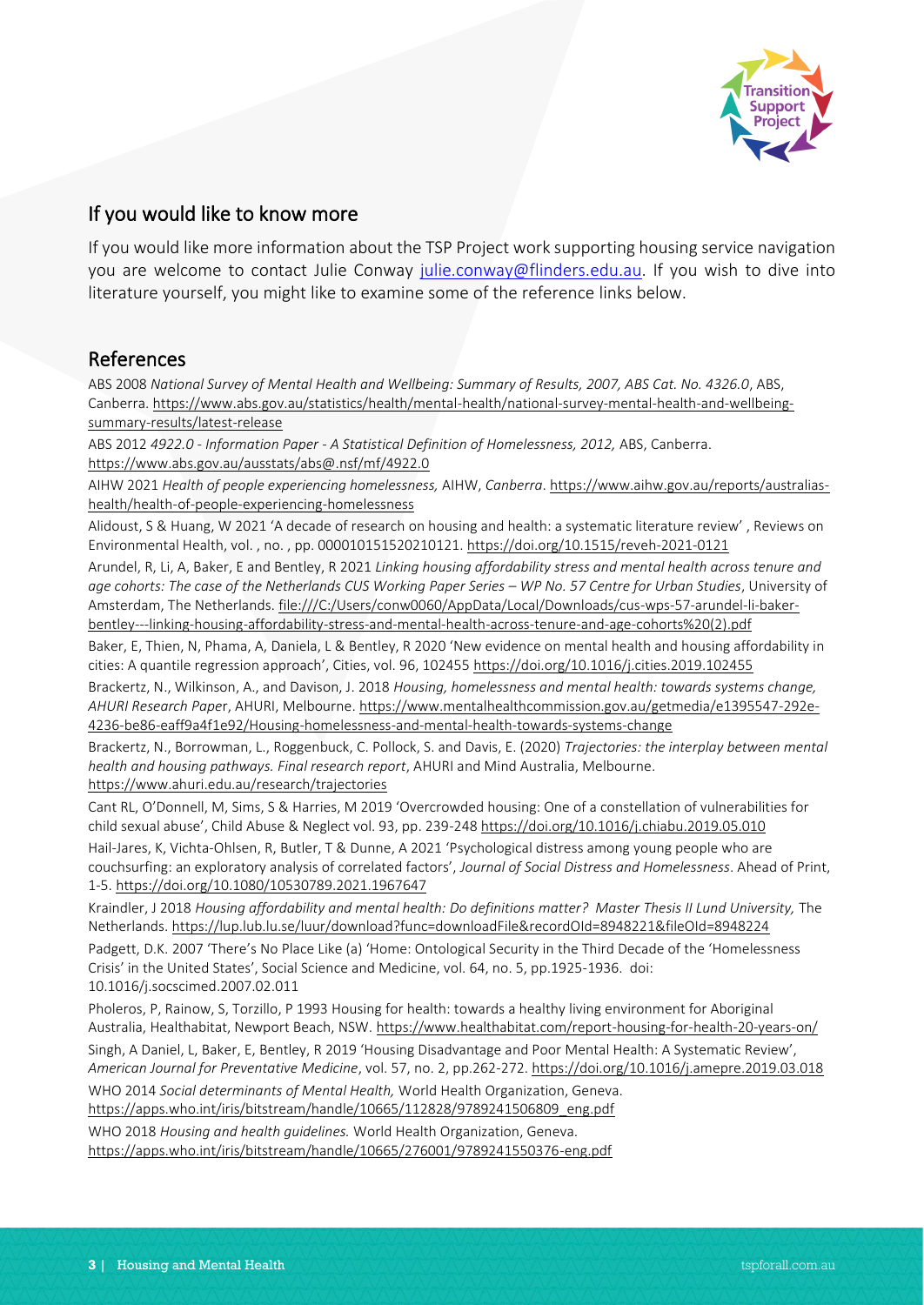## If you would like to know more

If you would like more information about the TSP Project work supporting housing service navigation you are welcome to contact Julie Conway julie.conway@flinders.edu.au. If you wish to dive into literature yourself, you might like to examine some of the reference links below.

## References

ABS 2008 *National Survey of Mental Health and Wellbeing: Summary of Results, 2007, ABS Cat. No. 4326.0*, ABS, Canberra. https://www.abs.gov.au/statistics/health/mental-health/national-survey-mental-health-and-wellbeing-summary-results/latest-release

ABS 2012 *4922.0 - Information Paper - A Statistical Definition of Homelessness, 2012,* ABS, Canberra. https://www.abs.gov.au/ausstats/abs@.nsf/mf/4922.0

AIHW 2021 *Health of people experiencing homelessness,* AIHW, *Canberra*. https://www.aihw.gov.au/reports/australias-health/health-of-people-experiencing-homelessness

Alidoust, S & Huang, W 2021 'A decade of research on housing and health: a systematic literature review' , Reviews on Environmental Health, vol. , no. , pp. 000010151520210121. https://doi.org/10.1515/reveh-2021-0121

Arundel, R, Li, A, Baker, E and Bentley, R 2021 *Linking housing affordability stress and mental health across tenure and age cohorts: The case of the Netherlands CUS Working Paper Series – WP No. 57 Centre for Urban Studies*, University of Amsterdam, The Netherlands. file:///C:/Users/conw0060/AppData/Local/Downloads/cus-wps-57-arundel-li-baker-bentley---linking-housing-affordability-stress-and-mental-health-across-tenure-and-age-cohorts%20(2).pdf

Baker, E, Thien, N, Phama, A, Daniela, L & Bentley, R 2020 'New evidence on mental health and housing affordability in cities: A quantile regression approach', Cities, vol. 96, 102455 https://doi.org/10.1016/j.cities.2019.102455

Brackertz, N., Wilkinson, A., and Davison, J. 2018 *Housing, homelessness and mental health: towards systems change, AHURI Research Paper*, AHURI, Melbourne. https://www.mentalhealthcommission.gov.au/getmedia/e1395547-292e-4236-be86-eaff9a4f1e92/Housing-homelessness-and-mental-health-towards-systems-change

Brackertz, N., Borrowman, L., Roggenbuck, C. Pollock, S. and Davis, E. (2020) *Trajectories: the interplay between mental health and housing pathways. Final research report*, AHURI and Mind Australia, Melbourne. https://www.ahuri.edu.au/research/trajectories

Cant RL, O'Donnell, M, Sims, S & Harries, M 2019 'Overcrowded housing: One of a constellation of vulnerabilities for child sexual abuse', Child Abuse & Neglect vol. 93, pp. 239-248 https://doi.org/10.1016/j.chiabu.2019.05.010

Hail-Jares, K, Vichta-Ohlsen, R, Butler, T & Dunne, A 2021 'Psychological distress among young people who are couchsurfing: an exploratory analysis of correlated factors', *Journal of Social Distress and Homelessness*. Ahead of Print, 1-5. https://doi.org/10.1080/10530789.2021.1967647

Kraindler, J 2018 *Housing affordability and mental health: Do definitions matter? Master Thesis II Lund University,* The Netherlands. https://lup.lub.lu.se/luur/download?func=downloadFile&recordOId=8948221&fileOId=8948224

Padgett, D.K. 2007 'There's No Place Like (a) 'Home: Ontological Security in the Third Decade of the 'Homelessness Crisis' in the United States', Social Science and Medicine, vol. 64, no. 5, pp.1925-1936. doi: 10.1016/j.socscimed.2007.02.011

Pholeros, P, Rainow, S, Torzillo, P 1993 Housing for health: towards a healthy living environment for Aboriginal Australia, Healthabitat, Newport Beach, NSW. https://www.healthabitat.com/report-housing-for-health-20-years-on/

Singh, A Daniel, L, Baker, E, Bentley, R 2019 'Housing Disadvantage and Poor Mental Health: A Systematic Review', *American Journal for Preventative Medicine*, vol. 57, no. 2, pp.262-272. https://doi.org/10.1016/j.amepre.2019.03.018

WHO 2014 *Social determinants of Mental Health,* World Health Organization, Geneva. https://apps.who.int/iris/bitstream/handle/10665/112828/9789241506809_eng.pdf

WHO 2018 *Housing and health guidelines.* World Health Organization, Geneva. https://apps.who.int/iris/bitstream/handle/10665/276001/9789241550376-eng.pdf